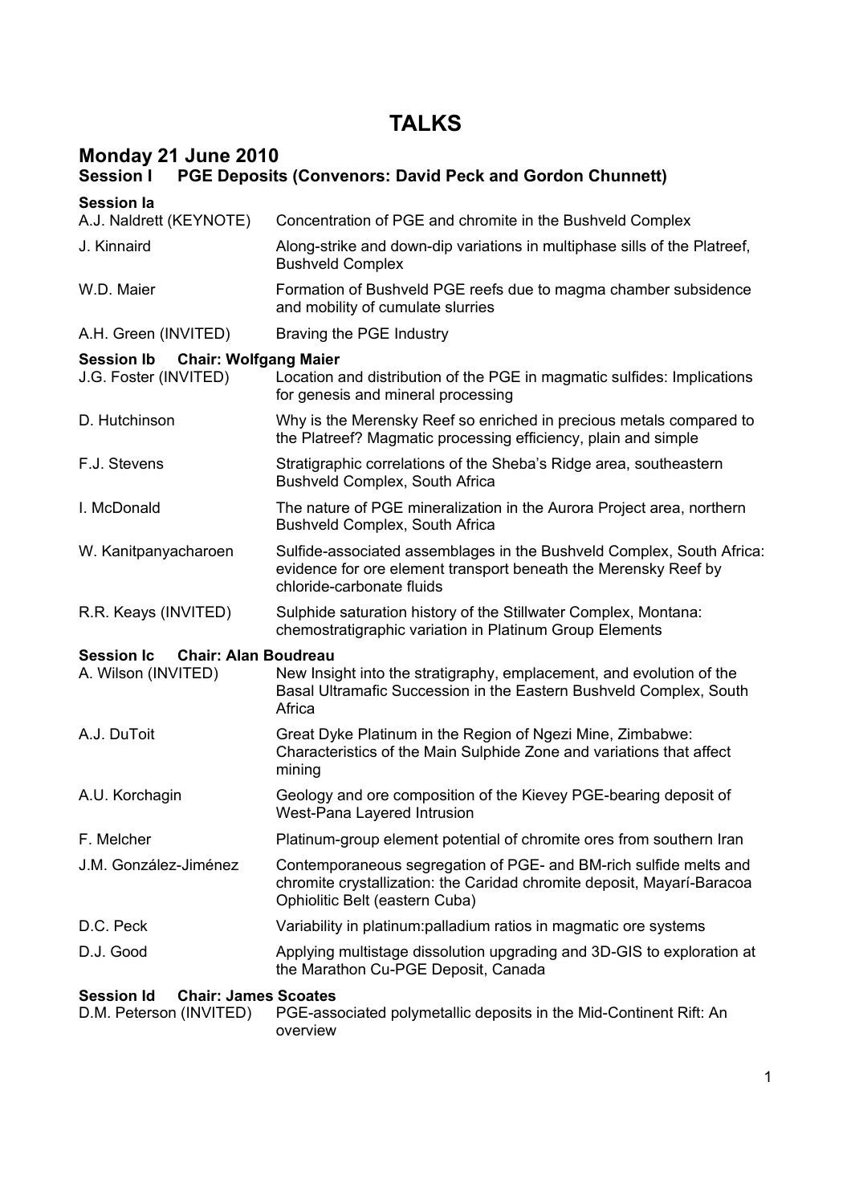# TALKS

## Monday 21 June 2010

### Session I PGE Deposits (Convenors: David Peck and Gordon Chunnett)

**Session Ia**

| | |
|---|---|
| A.J. Naldrett (KEYNOTE) | Concentration of PGE and chromite in the Bushveld Complex |
| J. Kinnaird | Along-strike and down-dip variations in multiphase sills of the Platreef, Bushveld Complex |
| W.D. Maier | Formation of Bushveld PGE reefs due to magma chamber subsidence and mobility of cumulate slurries |
| A.H. Green (INVITED) | Braving the PGE Industry |

**Session Ib Chair: Wolfgang Maier**

| | |
|---|---|
| J.G. Foster (INVITED) | Location and distribution of the PGE in magmatic sulfides: Implications for genesis and mineral processing |
| D. Hutchinson | Why is the Merensky Reef so enriched in precious metals compared to the Platreef? Magmatic processing efficiency, plain and simple |
| F.J. Stevens | Stratigraphic correlations of the Sheba's Ridge area, southeastern Bushveld Complex, South Africa |
| I. McDonald | The nature of PGE mineralization in the Aurora Project area, northern Bushveld Complex, South Africa |
| W. Kanitpanyacharoen | Sulfide-associated assemblages in the Bushveld Complex, South Africa: evidence for ore element transport beneath the Merensky Reef by chloride-carbonate fluids |
| R.R. Keays (INVITED) | Sulphide saturation history of the Stillwater Complex, Montana: chemostratigraphic variation in Platinum Group Elements |

**Session Ic Chair: Alan Boudreau**

| | |
|---|---|
| A. Wilson (INVITED) | New Insight into the stratigraphy, emplacement, and evolution of the Basal Ultramafic Succession in the Eastern Bushveld Complex, South Africa |
| A.J. DuToit | Great Dyke Platinum in the Region of Ngezi Mine, Zimbabwe: Characteristics of the Main Sulphide Zone and variations that affect mining |
| A.U. Korchagin | Geology and ore composition of the Kievey PGE-bearing deposit of West-Pana Layered Intrusion |
| F. Melcher | Platinum-group element potential of chromite ores from southern Iran |
| J.M. González-Jiménez | Contemporaneous segregation of PGE- and BM-rich sulfide melts and chromite crystallization: the Caridad chromite deposit, Mayarí-Baracoa Ophiolitic Belt (eastern Cuba) |
| D.C. Peck | Variability in platinum:palladium ratios in magmatic ore systems |
| D.J. Good | Applying multistage dissolution upgrading and 3D-GIS to exploration at the Marathon Cu-PGE Deposit, Canada |

**Session Id Chair: James Scoates**

| | |
|---|---|
| D.M. Peterson (INVITED) | PGE-associated polymetallic deposits in the Mid-Continent Rift: An overview |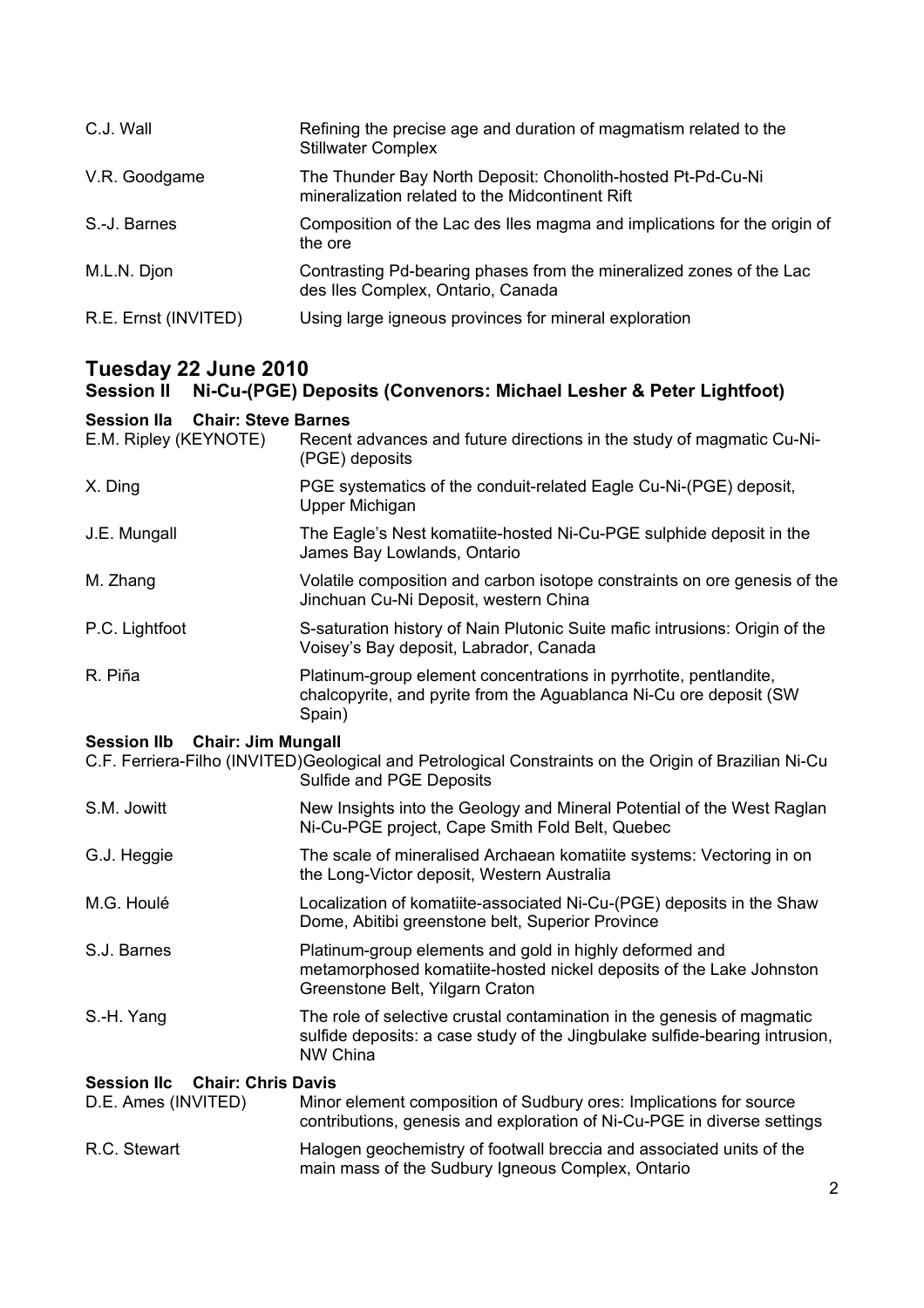| | |
|---|---|
| C.J. Wall | Refining the precise age and duration of magmatism related to the Stillwater Complex |
| V.R. Goodgame | The Thunder Bay North Deposit: Chonolith-hosted Pt-Pd-Cu-Ni mineralization related to the Midcontinent Rift |
| S.-J. Barnes | Composition of the Lac des Iles magma and implications for the origin of the ore |
| M.L.N. Djon | Contrasting Pd-bearing phases from the mineralized zones of the Lac des Iles Complex, Ontario, Canada |
| R.E. Ernst (INVITED) | Using large igneous provinces for mineral exploration |

## Tuesday 22 June 2010

### Session II Ni-Cu-(PGE) Deposits (Convenors: Michael Lesher & Peter Lightfoot)

**Session IIa Chair: Steve Barnes**

| | |
|---|---|
| E.M. Ripley (KEYNOTE) | Recent advances and future directions in the study of magmatic Cu-Ni-(PGE) deposits |
| X. Ding | PGE systematics of the conduit-related Eagle Cu-Ni-(PGE) deposit, Upper Michigan |
| J.E. Mungall | The Eagle's Nest komatiite-hosted Ni-Cu-PGE sulphide deposit in the James Bay Lowlands, Ontario |
| M. Zhang | Volatile composition and carbon isotope constraints on ore genesis of the Jinchuan Cu-Ni Deposit, western China |
| P.C. Lightfoot | S-saturation history of Nain Plutonic Suite mafic intrusions: Origin of the Voisey's Bay deposit, Labrador, Canada |
| R. Piña | Platinum-group element concentrations in pyrrhotite, pentlandite, chalcopyrite, and pyrite from the Aguablanca Ni-Cu ore deposit (SW Spain) |

**Session IIb Chair: Jim Mungall**

| | |
|---|---|
| C.F. Ferriera-Filho (INVITED) | Geological and Petrological Constraints on the Origin of Brazilian Ni-Cu Sulfide and PGE Deposits |
| S.M. Jowitt | New Insights into the Geology and Mineral Potential of the West Raglan Ni-Cu-PGE project, Cape Smith Fold Belt, Quebec |
| G.J. Heggie | The scale of mineralised Archaean komatiite systems: Vectoring in on the Long-Victor deposit, Western Australia |
| M.G. Houlé | Localization of komatiite-associated Ni-Cu-(PGE) deposits in the Shaw Dome, Abitibi greenstone belt, Superior Province |
| S.J. Barnes | Platinum-group elements and gold in highly deformed and metamorphosed komatiite-hosted nickel deposits of the Lake Johnston Greenstone Belt, Yilgarn Craton |
| S.-H. Yang | The role of selective crustal contamination in the genesis of magmatic sulfide deposits: a case study of the Jingbulake sulfide-bearing intrusion, NW China |

**Session IIc Chair: Chris Davis**

| | |
|---|---|
| D.E. Ames (INVITED) | Minor element composition of Sudbury ores: Implications for source contributions, genesis and exploration of Ni-Cu-PGE in diverse settings |
| R.C. Stewart | Halogen geochemistry of footwall breccia and associated units of the main mass of the Sudbury Igneous Complex, Ontario |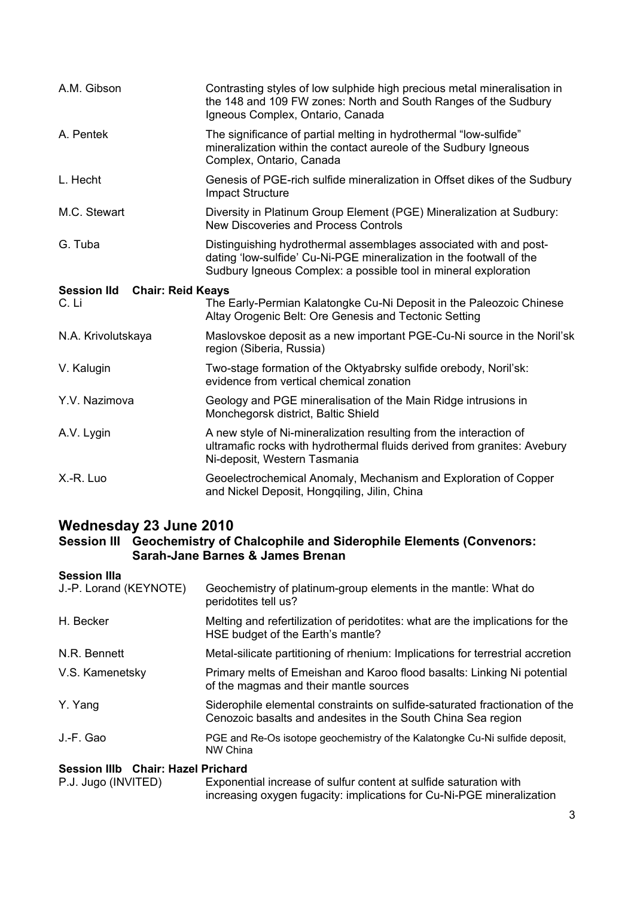| | |
|---|---|
| A.M. Gibson | Contrasting styles of low sulphide high precious metal mineralisation in the 148 and 109 FW zones: North and South Ranges of the Sudbury Igneous Complex, Ontario, Canada |
| A. Pentek | The significance of partial melting in hydrothermal “low-sulfide” mineralization within the contact aureole of the Sudbury Igneous Complex, Ontario, Canada |
| L. Hecht | Genesis of PGE-rich sulfide mineralization in Offset dikes of the Sudbury Impact Structure |
| M.C. Stewart | Diversity in Platinum Group Element (PGE) Mineralization at Sudbury: New Discoveries and Process Controls |
| G. Tuba | Distinguishing hydrothermal assemblages associated with and post-dating ‘low-sulfide’ Cu-Ni-PGE mineralization in the footwall of the Sudbury Igneous Complex: a possible tool in mineral exploration |

**Session IId Chair: Reid Keays**

| | |
|---|---|
| C. Li | The Early-Permian Kalatongke Cu-Ni Deposit in the Paleozoic Chinese Altay Orogenic Belt: Ore Genesis and Tectonic Setting |
| N.A. Krivolutskaya | Maslovskoe deposit as a new important PGE-Cu-Ni source in the Noril’sk region (Siberia, Russia) |
| V. Kalugin | Two-stage formation of the Oktyabrsky sulfide orebody, Noril’sk: evidence from vertical chemical zonation |
| Y.V. Nazimova | Geology and PGE mineralisation of the Main Ridge intrusions in Monchegorsk district, Baltic Shield |
| A.V. Lygin | A new style of Ni-mineralization resulting from the interaction of ultramafic rocks with hydrothermal fluids derived from granites: Avebury Ni-deposit, Western Tasmania |
| X.-R. Luo | Geoelectrochemical Anomaly, Mechanism and Exploration of Copper and Nickel Deposit, Hongqiling, Jilin, China |

## Wednesday 23 June 2010

### Session III Geochemistry of Chalcophile and Siderophile Elements (Convenors: Sarah-Jane Barnes & James Brenan

**Session IIIa**

| | |
|---|---|
| J.-P. Lorand (KEYNOTE) | Geochemistry of platinum-group elements in the mantle: What do peridotites tell us? |
| H. Becker | Melting and refertilization of peridotites: what are the implications for the HSE budget of the Earth’s mantle? |
| N.R. Bennett | Metal-silicate partitioning of rhenium: Implications for terrestrial accretion |
| V.S. Kamenetsky | Primary melts of Emeishan and Karoo flood basalts: Linking Ni potential of the magmas and their mantle sources |
| Y. Yang | Siderophile elemental constraints on sulfide-saturated fractionation of the Cenozoic basalts and andesites in the South China Sea region |
| J.-F. Gao | PGE and Re-Os isotope geochemistry of the Kalatongke Cu-Ni sulfide deposit, NW China |

**Session IIIb Chair: Hazel Prichard**

| | |
|---|---|
| P.J. Jugo (INVITED) | Exponential increase of sulfur content at sulfide saturation with increasing oxygen fugacity: implications for Cu-Ni-PGE mineralization |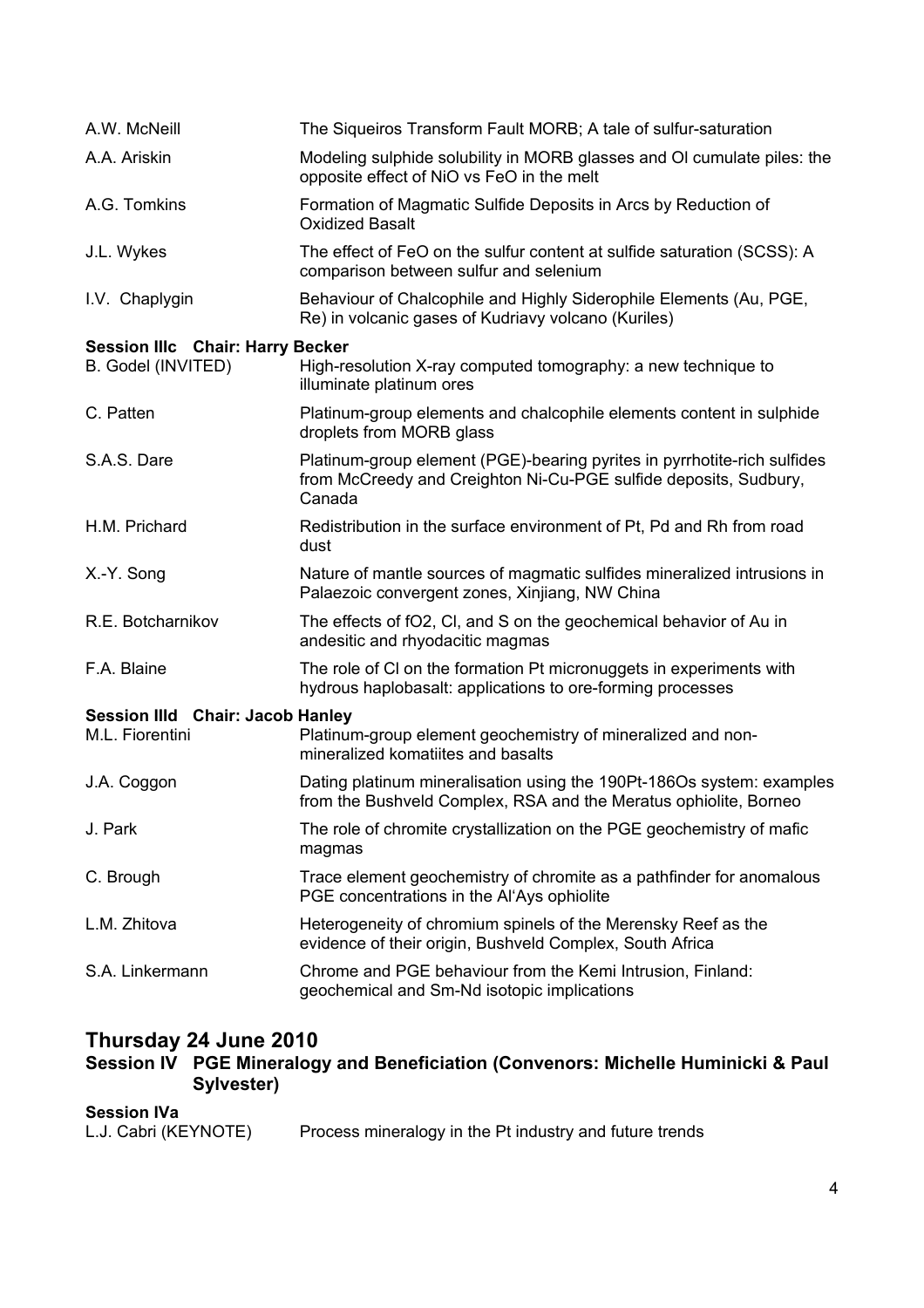| | |
|---|---|
| A.W. McNeill | The Siqueiros Transform Fault MORB; A tale of sulfur-saturation |
| A.A. Ariskin | Modeling sulphide solubility in MORB glasses and Ol cumulate piles: the opposite effect of NiO vs FeO in the melt |
| A.G. Tomkins | Formation of Magmatic Sulfide Deposits in Arcs by Reduction of Oxidized Basalt |
| J.L. Wykes | The effect of FeO on the sulfur content at sulfide saturation (SCSS): A comparison between sulfur and selenium |
| I.V. Chaplygin | Behaviour of Chalcophile and Highly Siderophile Elements (Au, PGE, Re) in volcanic gases of Kudriavy volcano (Kuriles) |

**Session IIIc Chair: Harry Becker**

| | |
|---|---|
| B. Godel (INVITED) | High-resolution X-ray computed tomography: a new technique to illuminate platinum ores |
| C. Patten | Platinum-group elements and chalcophile elements content in sulphide droplets from MORB glass |
| S.A.S. Dare | Platinum-group element (PGE)-bearing pyrites in pyrrhotite-rich sulfides from McCreedy and Creighton Ni-Cu-PGE sulfide deposits, Sudbury, Canada |
| H.M. Prichard | Redistribution in the surface environment of Pt, Pd and Rh from road dust |
| X.-Y. Song | Nature of mantle sources of magmatic sulfides mineralized intrusions in Palaeozoic convergent zones, Xinjiang, NW China |
| R.E. Botcharnikov | The effects of fO2, Cl, and S on the geochemical behavior of Au in andesitic and rhyodacitic magmas |
| F.A. Blaine | The role of Cl on the formation Pt micronuggets in experiments with hydrous haplobasalt: applications to ore-forming processes |

**Session IIId Chair: Jacob Hanley**

| | |
|---|---|
| M.L. Fiorentini | Platinum-group element geochemistry of mineralized and non-mineralized komatiites and basalts |
| J.A. Coggon | Dating platinum mineralisation using the 190Pt-186Os system: examples from the Bushveld Complex, RSA and the Meratus ophiolite, Borneo |
| J. Park | The role of chromite crystallization on the PGE geochemistry of mafic magmas |
| C. Brough | Trace element geochemistry of chromite as a pathfinder for anomalous PGE concentrations in the Al'Ays ophiolite |
| L.M. Zhitova | Heterogeneity of chromium spinels of the Merensky Reef as the evidence of their origin, Bushveld Complex, South Africa |
| S.A. Linkermann | Chrome and PGE behaviour from the Kemi Intrusion, Finland: geochemical and Sm-Nd isotopic implications |

## Thursday 24 June 2010

### Session IV PGE Mineralogy and Beneficiation (Convenors: Michelle Huminicki & Paul Sylvester)

**Session IVa**

| | |
|---|---|
| L.J. Cabri (KEYNOTE) | Process mineralogy in the Pt industry and future trends |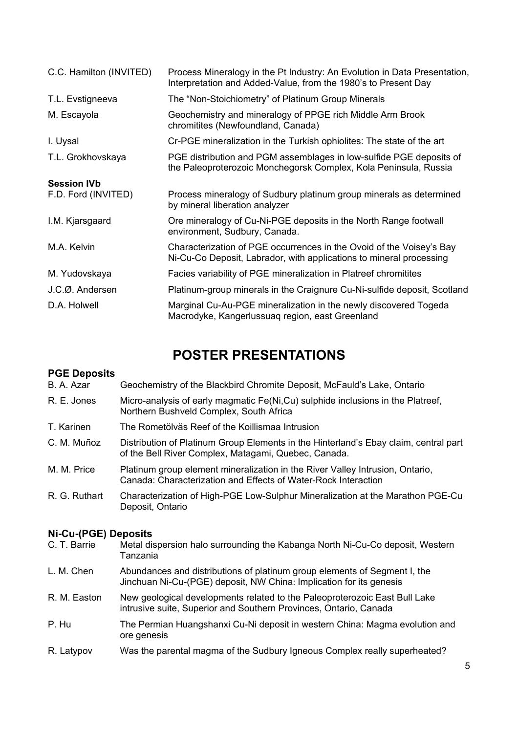| | |
|---|---|
| C.C. Hamilton (INVITED) | Process Mineralogy in the Pt Industry: An Evolution in Data Presentation, Interpretation and Added-Value, from the 1980's to Present Day |
| T.L. Evstigneeva | The "Non-Stoichiometry" of Platinum Group Minerals |
| M. Escayola | Geochemistry and mineralogy of PPGE rich Middle Arm Brook chromitites (Newfoundland, Canada) |
| I. Uysal | Cr-PGE mineralization in the Turkish ophiolites: The state of the art |
| T.L. Grokhovskaya | PGE distribution and PGM assemblages in low-sulfide PGE deposits of the Paleoproterozoic Monchegorsk Complex, Kola Peninsula, Russia |

**Session IVb**

| | |
|---|---|
| F.D. Ford (INVITED) | Process mineralogy of Sudbury platinum group minerals as determined by mineral liberation analyzer |
| I.M. Kjarsgaard | Ore mineralogy of Cu-Ni-PGE deposits in the North Range footwall environment, Sudbury, Canada. |
| M.A. Kelvin | Characterization of PGE occurrences in the Ovoid of the Voisey's Bay Ni-Cu-Co Deposit, Labrador, with applications to mineral processing |
| M. Yudovskaya | Facies variability of PGE mineralization in Platreef chromitites |
| J.C.Ø. Andersen | Platinum-group minerals in the Craignure Cu-Ni-sulfide deposit, Scotland |
| D.A. Holwell | Marginal Cu-Au-PGE mineralization in the newly discovered Togeda Macrodyke, Kangerlussuaq region, east Greenland |

# POSTER PRESENTATIONS

**PGE Deposits**

| | |
|---|---|
| B. A. Azar | Geochemistry of the Blackbird Chromite Deposit, McFauld's Lake, Ontario |
| R. E. Jones | Micro-analysis of early magmatic Fe(Ni,Cu) sulphide inclusions in the Platreef, Northern Bushveld Complex, South Africa |
| T. Karinen | The Rometölväs Reef of the Koillismaa Intrusion |
| C. M. Muñoz | Distribution of Platinum Group Elements in the Hinterland's Ebay claim, central part of the Bell River Complex, Matagami, Quebec, Canada. |
| M. M. Price | Platinum group element mineralization in the River Valley Intrusion, Ontario, Canada: Characterization and Effects of Water-Rock Interaction |
| R. G. Ruthart | Characterization of High-PGE Low-Sulphur Mineralization at the Marathon PGE-Cu Deposit, Ontario |

**Ni-Cu-(PGE) Deposits**

| | |
|---|---|
| C. T. Barrie | Metal dispersion halo surrounding the Kabanga North Ni-Cu-Co deposit, Western Tanzania |
| L. M. Chen | Abundances and distributions of platinum group elements of Segment I, the Jinchuan Ni-Cu-(PGE) deposit, NW China: Implication for its genesis |
| R. M. Easton | New geological developments related to the Paleoproterozoic East Bull Lake intrusive suite, Superior and Southern Provinces, Ontario, Canada |
| P. Hu | The Permian Huangshanxi Cu-Ni deposit in western China: Magma evolution and ore genesis |
| R. Latypov | Was the parental magma of the Sudbury Igneous Complex really superheated? |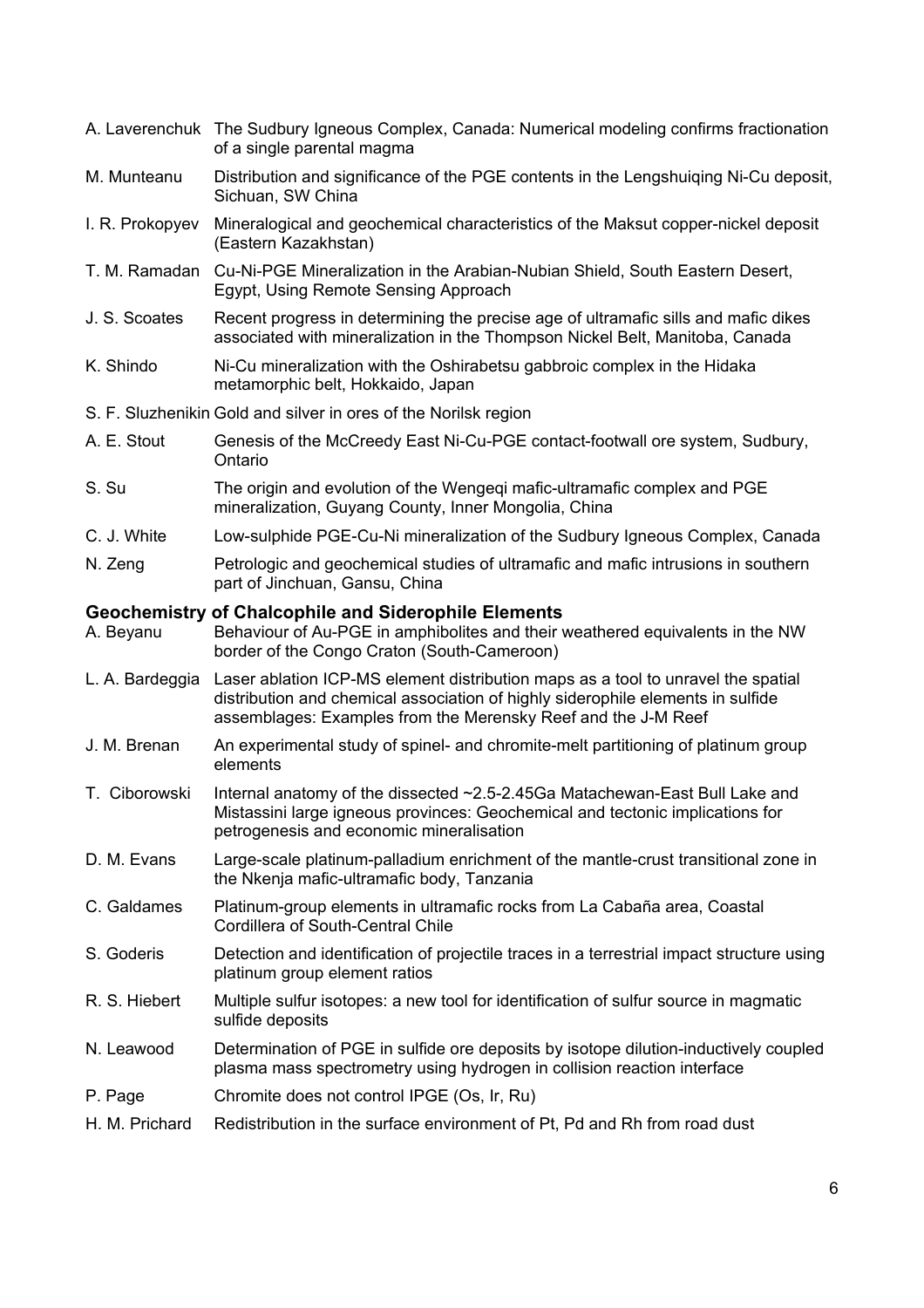A. Laverenchuk The Sudbury Igneous Complex, Canada: Numerical modeling confirms fractionation of a single parental magma

M. Munteanu Distribution and significance of the PGE contents in the Lengshuiqing Ni-Cu deposit, Sichuan, SW China

I. R. Prokopyev Mineralogical and geochemical characteristics of the Maksut copper-nickel deposit (Eastern Kazakhstan)

T. M. Ramadan Cu-Ni-PGE Mineralization in the Arabian-Nubian Shield, South Eastern Desert, Egypt, Using Remote Sensing Approach

J. S. Scoates Recent progress in determining the precise age of ultramafic sills and mafic dikes associated with mineralization in the Thompson Nickel Belt, Manitoba, Canada

K. Shindo Ni-Cu mineralization with the Oshirabetsu gabbroic complex in the Hidaka metamorphic belt, Hokkaido, Japan

S. F. Sluzhenikin Gold and silver in ores of the Norilsk region

A. E. Stout Genesis of the McCreedy East Ni-Cu-PGE contact-footwall ore system, Sudbury, Ontario

S. Su The origin and evolution of the Wengeqi mafic-ultramafic complex and PGE mineralization, Guyang County, Inner Mongolia, China

C. J. White Low-sulphide PGE-Cu-Ni mineralization of the Sudbury Igneous Complex, Canada

N. Zeng Petrologic and geochemical studies of ultramafic and mafic intrusions in southern part of Jinchuan, Gansu, China

## Geochemistry of Chalcophile and Siderophile Elements

A. Beyanu Behaviour of Au-PGE in amphibolites and their weathered equivalents in the NW border of the Congo Craton (South-Cameroon)

L. A. Bardeggia Laser ablation ICP-MS element distribution maps as a tool to unravel the spatial distribution and chemical association of highly siderophile elements in sulfide assemblages: Examples from the Merensky Reef and the J-M Reef

J. M. Brenan An experimental study of spinel- and chromite-melt partitioning of platinum group elements

T. Ciborowski Internal anatomy of the dissected ~2.5-2.45Ga Matachewan-East Bull Lake and Mistassini large igneous provinces: Geochemical and tectonic implications for petrogenesis and economic mineralisation

D. M. Evans Large-scale platinum-palladium enrichment of the mantle-crust transitional zone in the Nkenja mafic-ultramafic body, Tanzania

C. Galdames Platinum-group elements in ultramafic rocks from La Cabaña area, Coastal Cordillera of South-Central Chile

S. Goderis Detection and identification of projectile traces in a terrestrial impact structure using platinum group element ratios

R. S. Hiebert Multiple sulfur isotopes: a new tool for identification of sulfur source in magmatic sulfide deposits

N. Leawood Determination of PGE in sulfide ore deposits by isotope dilution-inductively coupled plasma mass spectrometry using hydrogen in collision reaction interface

P. Page Chromite does not control IPGE (Os, Ir, Ru)

H. M. Prichard Redistribution in the surface environment of Pt, Pd and Rh from road dust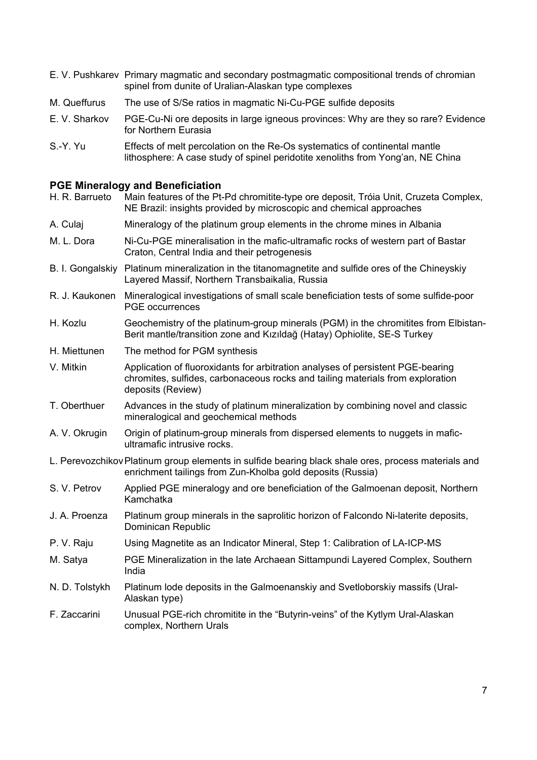E. V. Pushkarev Primary magmatic and secondary postmagmatic compositional trends of chromian spinel from dunite of Uralian-Alaskan type complexes

M. Queffurus The use of S/Se ratios in magmatic Ni-Cu-PGE sulfide deposits

E. V. Sharkov PGE-Cu-Ni ore deposits in large igneous provinces: Why are they so rare? Evidence for Northern Eurasia

S.-Y. Yu Effects of melt percolation on the Re-Os systematics of continental mantle lithosphere: A case study of spinel peridotite xenoliths from Yong'an, NE China

## PGE Mineralogy and Beneficiation

H. R. Barrueto Main features of the Pt-Pd chromitite-type ore deposit, Tróia Unit, Cruzeta Complex, NE Brazil: insights provided by microscopic and chemical approaches

A. Culaj Mineralogy of the platinum group elements in the chrome mines in Albania

M. L. Dora Ni-Cu-PGE mineralisation in the mafic-ultramafic rocks of western part of Bastar Craton, Central India and their petrogenesis

B. I. Gongalskiy Platinum mineralization in the titanomagnetite and sulfide ores of the Chineyskiy Layered Massif, Northern Transbaikalia, Russia

R. J. Kaukonen Mineralogical investigations of small scale beneficiation tests of some sulfide-poor PGE occurrences

H. Kozlu Geochemistry of the platinum-group minerals (PGM) in the chromitites from Elbistan-Berit mantle/transition zone and Kızıldağ (Hatay) Ophiolite, SE-S Turkey

H. Miettunen The method for PGM synthesis

V. Mitkin Application of fluoroxidants for arbitration analyses of persistent PGE-bearing chromites, sulfides, carbonaceous rocks and tailing materials from exploration deposits (Review)

T. Oberthuer Advances in the study of platinum mineralization by combining novel and classic mineralogical and geochemical methods

A. V. Okrugin Origin of platinum-group minerals from dispersed elements to nuggets in mafic-ultramafic intrusive rocks.

L. Perevozchikov Platinum group elements in sulfide bearing black shale ores, process materials and enrichment tailings from Zun-Kholba gold deposits (Russia)

S. V. Petrov Applied PGE mineralogy and ore beneficiation of the Galmoenan deposit, Northern Kamchatka

J. A. Proenza Platinum group minerals in the saprolitic horizon of Falcondo Ni-laterite deposits, Dominican Republic

P. V. Raju Using Magnetite as an Indicator Mineral, Step 1: Calibration of LA-ICP-MS

M. Satya PGE Mineralization in the late Archaean Sittampundi Layered Complex, Southern India

N. D. Tolstykh Platinum lode deposits in the Galmoenanskiy and Svetloborskiy massifs (Ural-Alaskan type)

F. Zaccarini Unusual PGE-rich chromitite in the "Butyrin-veins" of the Kytlym Ural-Alaskan complex, Northern Urals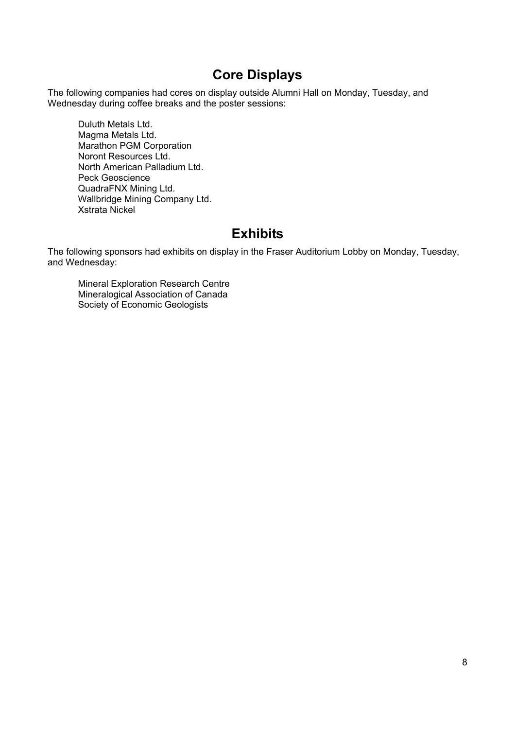## Core Displays

The following companies had cores on display outside Alumni Hall on Monday, Tuesday, and Wednesday during coffee breaks and the poster sessions:

Duluth Metals Ltd.
Magma Metals Ltd.
Marathon PGM Corporation
Noront Resources Ltd.
North American Palladium Ltd.
Peck Geoscience
QuadraFNX Mining Ltd.
Wallbridge Mining Company Ltd.
Xstrata Nickel

## Exhibits

The following sponsors had exhibits on display in the Fraser Auditorium Lobby on Monday, Tuesday, and Wednesday:

Mineral Exploration Research Centre
Mineralogical Association of Canada
Society of Economic Geologists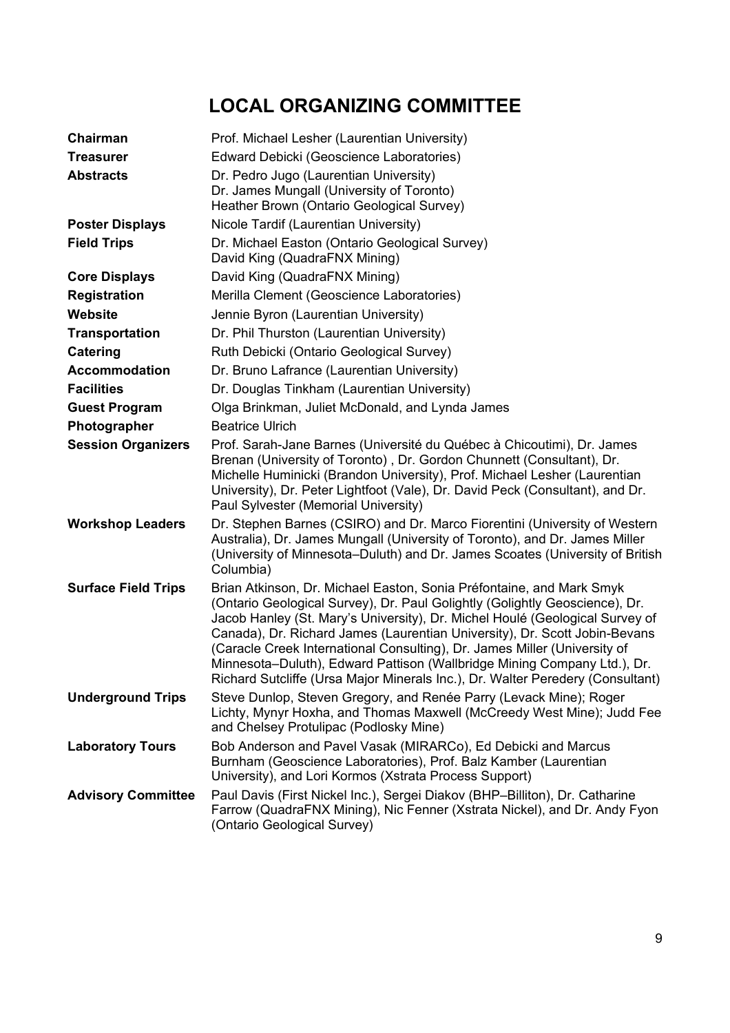# LOCAL ORGANIZING COMMITTEE

| | |
|---|---|
| **Chairman** | Prof. Michael Lesher (Laurentian University) |
| **Treasurer** | Edward Debicki (Geoscience Laboratories) |
| **Abstracts** | Dr. Pedro Jugo (Laurentian University)<br>Dr. James Mungall (University of Toronto)<br>Heather Brown (Ontario Geological Survey) |
| **Poster Displays** | Nicole Tardif (Laurentian University) |
| **Field Trips** | Dr. Michael Easton (Ontario Geological Survey)<br>David King (QuadraFNX Mining) |
| **Core Displays** | David King (QuadraFNX Mining) |
| **Registration** | Merilla Clement (Geoscience Laboratories) |
| **Website** | Jennie Byron (Laurentian University) |
| **Transportation** | Dr. Phil Thurston (Laurentian University) |
| **Catering** | Ruth Debicki (Ontario Geological Survey) |
| **Accommodation** | Dr. Bruno Lafrance (Laurentian University) |
| **Facilities** | Dr. Douglas Tinkham (Laurentian University) |
| **Guest Program** | Olga Brinkman, Juliet McDonald, and Lynda James |
| **Photographer** | Beatrice Ulrich |
| **Session Organizers** | Prof. Sarah-Jane Barnes (Université du Québec à Chicoutimi), Dr. James Brenan (University of Toronto) , Dr. Gordon Chunnett (Consultant), Dr. Michelle Huminicki (Brandon University), Prof. Michael Lesher (Laurentian University), Dr. Peter Lightfoot (Vale), Dr. David Peck (Consultant), and Dr. Paul Sylvester (Memorial University) |
| **Workshop Leaders** | Dr. Stephen Barnes (CSIRO) and Dr. Marco Fiorentini (University of Western Australia), Dr. James Mungall (University of Toronto), and Dr. James Miller (University of Minnesota–Duluth) and Dr. James Scoates (University of British Columbia) |
| **Surface Field Trips** | Brian Atkinson, Dr. Michael Easton, Sonia Préfontaine, and Mark Smyk (Ontario Geological Survey), Dr. Paul Golightly (Golightly Geoscience), Dr. Jacob Hanley (St. Mary's University), Dr. Michel Houlé (Geological Survey of Canada), Dr. Richard James (Laurentian University), Dr. Scott Jobin-Bevans (Caracle Creek International Consulting), Dr. James Miller (University of Minnesota–Duluth), Edward Pattison (Wallbridge Mining Company Ltd.), Dr. Richard Sutcliffe (Ursa Major Minerals Inc.), Dr. Walter Peredery (Consultant) |
| **Underground Trips** | Steve Dunlop, Steven Gregory, and Renée Parry (Levack Mine); Roger Lichty, Mynyr Hoxha, and Thomas Maxwell (McCreedy West Mine); Judd Fee and Chelsey Protulipac (Podlosky Mine) |
| **Laboratory Tours** | Bob Anderson and Pavel Vasak (MIRARCo), Ed Debicki and Marcus Burnham (Geoscience Laboratories), Prof. Balz Kamber (Laurentian University), and Lori Kormos (Xstrata Process Support) |
| **Advisory Committee** | Paul Davis (First Nickel Inc.), Sergei Diakov (BHP–Billiton), Dr. Catharine Farrow (QuadraFNX Mining), Nic Fenner (Xstrata Nickel), and Dr. Andy Fyon (Ontario Geological Survey) |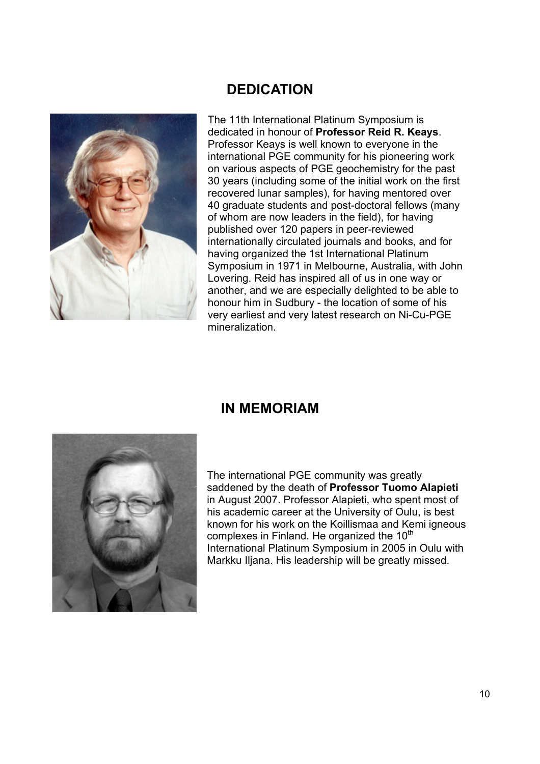## DEDICATION

The 11th International Platinum Symposium is dedicated in honour of **Professor Reid R. Keays**. Professor Keays is well known to everyone in the international PGE community for his pioneering work on various aspects of PGE geochemistry for the past 30 years (including some of the initial work on the first recovered lunar samples), for having mentored over 40 graduate students and post-doctoral fellows (many of whom are now leaders in the field), for having published over 120 papers in peer-reviewed internationally circulated journals and books, and for having organized the 1st International Platinum Symposium in 1971 in Melbourne, Australia, with John Lovering. Reid has inspired all of us in one way or another, and we are especially delighted to be able to honour him in Sudbury - the location of some of his very earliest and very latest research on Ni-Cu-PGE mineralization.

## IN MEMORIAM

The international PGE community was greatly saddened by the death of **Professor Tuomo Alapieti** in August 2007. Professor Alapieti, who spent most of his academic career at the University of Oulu, is best known for his work on the Koillismaa and Kemi igneous complexes in Finland. He organized the 10th International Platinum Symposium in 2005 in Oulu with Markku Iljana. His leadership will be greatly missed.